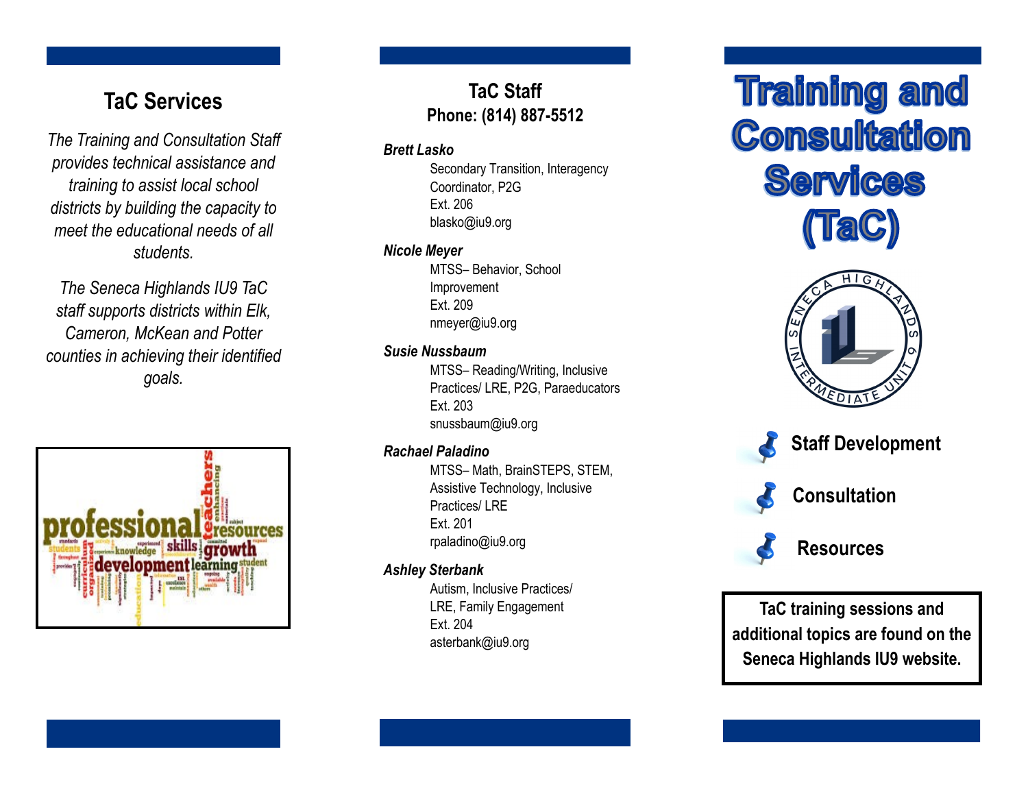## TaC Services

*The Training and Consultation Staff provides technical assistance and training to assist local school districts by building the capacity to meet the educational needs of all students.*

*The Seneca Highlands IU9 TaC staff supports districts within Elk, Cameron, McKean and Potter counties in achieving their identified goals.*

## TaC Staff
**Phone: (814) 887-5512**

***Brett Lasko***
Secondary Transition, Interagency Coordinator, P2G
Ext. 206
blasko@iu9.org

***Nicole Meyer***
MTSS– Behavior, School Improvement
Ext. 209
nmeyer@iu9.org

***Susie Nussbaum***
MTSS– Reading/Writing, Inclusive Practices/ LRE, P2G, Paraeducators
Ext. 203
snussbaum@iu9.org

***Rachael Paladino***
MTSS– Math, BrainSTEPS, STEM, Assistive Technology, Inclusive Practices/ LRE
Ext. 201
rpaladino@iu9.org

***Ashley Sterbank***
Autism, Inclusive Practices/ LRE, Family Engagement
Ext. 204
asterbank@iu9.org

# Training and Consultation Services (TaC)

- **Staff Development**
- **Consultation**
- **Resources**

**TaC training sessions and additional topics are found on the Seneca Highlands IU9 website.**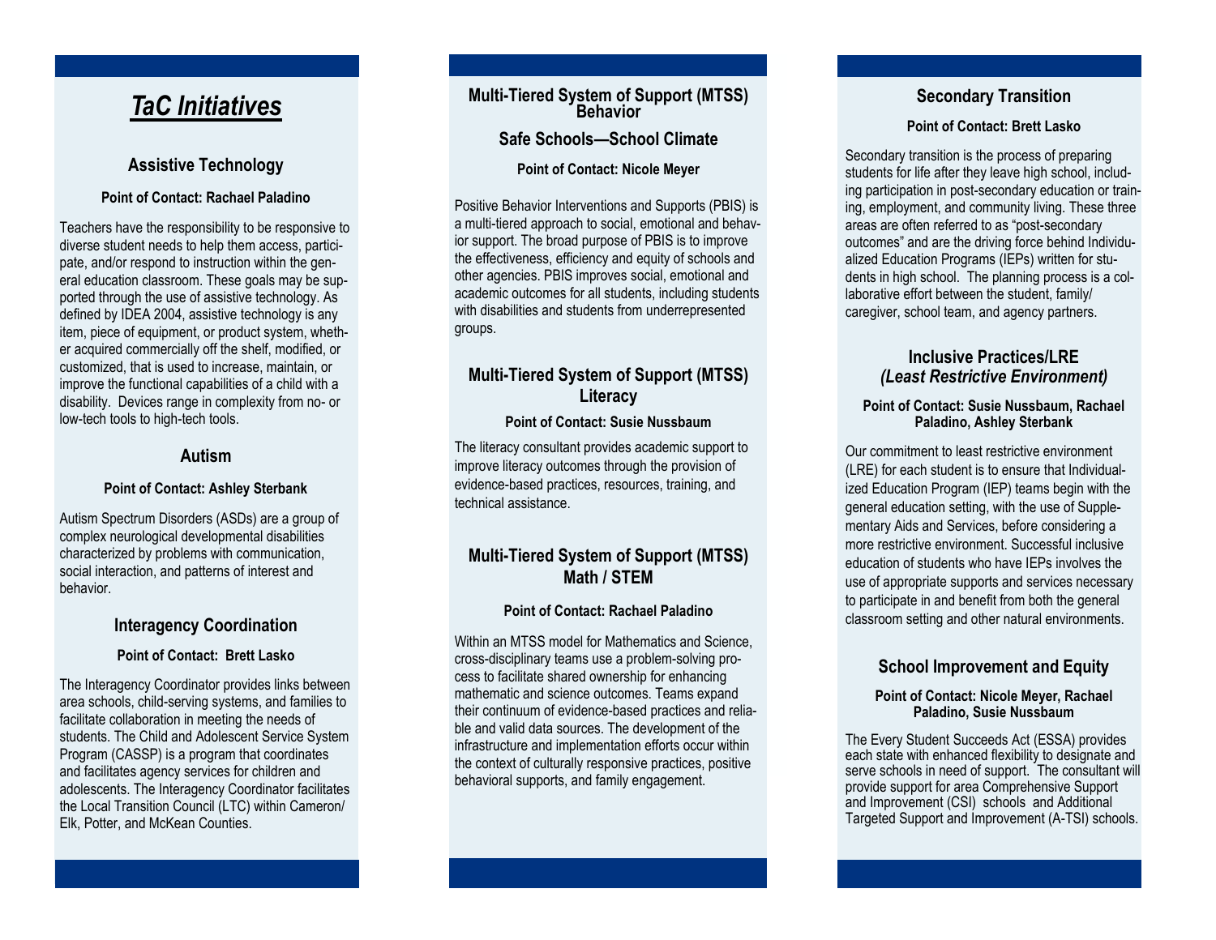# *TaC Initiatives*

## Assistive Technology

**Point of Contact: Rachael Paladino**

Teachers have the responsibility to be responsive to diverse student needs to help them access, participate, and/or respond to instruction within the general education classroom. These goals may be supported through the use of assistive technology. As defined by IDEA 2004, assistive technology is any item, piece of equipment, or product system, whether acquired commercially off the shelf, modified, or customized, that is used to increase, maintain, or improve the functional capabilities of a child with a disability. Devices range in complexity from no- or low-tech tools to high-tech tools.

## Autism

**Point of Contact: Ashley Sterbank**

Autism Spectrum Disorders (ASDs) are a group of complex neurological developmental disabilities characterized by problems with communication, social interaction, and patterns of interest and behavior.

## Interagency Coordination

**Point of Contact: Brett Lasko**

The Interagency Coordinator provides links between area schools, child-serving systems, and families to facilitate collaboration in meeting the needs of students. The Child and Adolescent Service System Program (CASSP) is a program that coordinates and facilitates agency services for children and adolescents. The Interagency Coordinator facilitates the Local Transition Council (LTC) within Cameron/ Elk, Potter, and McKean Counties.

## Multi-Tiered System of Support (MTSS) Behavior

### Safe Schools—School Climate

**Point of Contact: Nicole Meyer**

Positive Behavior Interventions and Supports (PBIS) is a multi-tiered approach to social, emotional and behavior support. The broad purpose of PBIS is to improve the effectiveness, efficiency and equity of schools and other agencies. PBIS improves social, emotional and academic outcomes for all students, including students with disabilities and students from underrepresented groups.

## Multi-Tiered System of Support (MTSS) Literacy

**Point of Contact: Susie Nussbaum**

The literacy consultant provides academic support to improve literacy outcomes through the provision of evidence-based practices, resources, training, and technical assistance.

## Multi-Tiered System of Support (MTSS) Math / STEM

**Point of Contact: Rachael Paladino**

Within an MTSS model for Mathematics and Science, cross-disciplinary teams use a problem-solving process to facilitate shared ownership for enhancing mathematic and science outcomes. Teams expand their continuum of evidence-based practices and reliable and valid data sources. The development of the infrastructure and implementation efforts occur within the context of culturally responsive practices, positive behavioral supports, and family engagement.

## Secondary Transition

**Point of Contact: Brett Lasko**

Secondary transition is the process of preparing students for life after they leave high school, including participation in post-secondary education or training, employment, and community living. These three areas are often referred to as "post-secondary outcomes" and are the driving force behind Individualized Education Programs (IEPs) written for students in high school. The planning process is a collaborative effort between the student, family/ caregiver, school team, and agency partners.

## Inclusive Practices/LRE *(Least Restrictive Environment)*

**Point of Contact: Susie Nussbaum, Rachael Paladino, Ashley Sterbank**

Our commitment to least restrictive environment (LRE) for each student is to ensure that Individualized Education Program (IEP) teams begin with the general education setting, with the use of Supplementary Aids and Services, before considering a more restrictive environment. Successful inclusive education of students who have IEPs involves the use of appropriate supports and services necessary to participate in and benefit from both the general classroom setting and other natural environments.

## School Improvement and Equity

**Point of Contact: Nicole Meyer, Rachael Paladino, Susie Nussbaum**

The Every Student Succeeds Act (ESSA) provides each state with enhanced flexibility to designate and serve schools in need of support. The consultant will provide support for area Comprehensive Support and Improvement (CSI) schools and Additional Targeted Support and Improvement (A-TSI) schools.